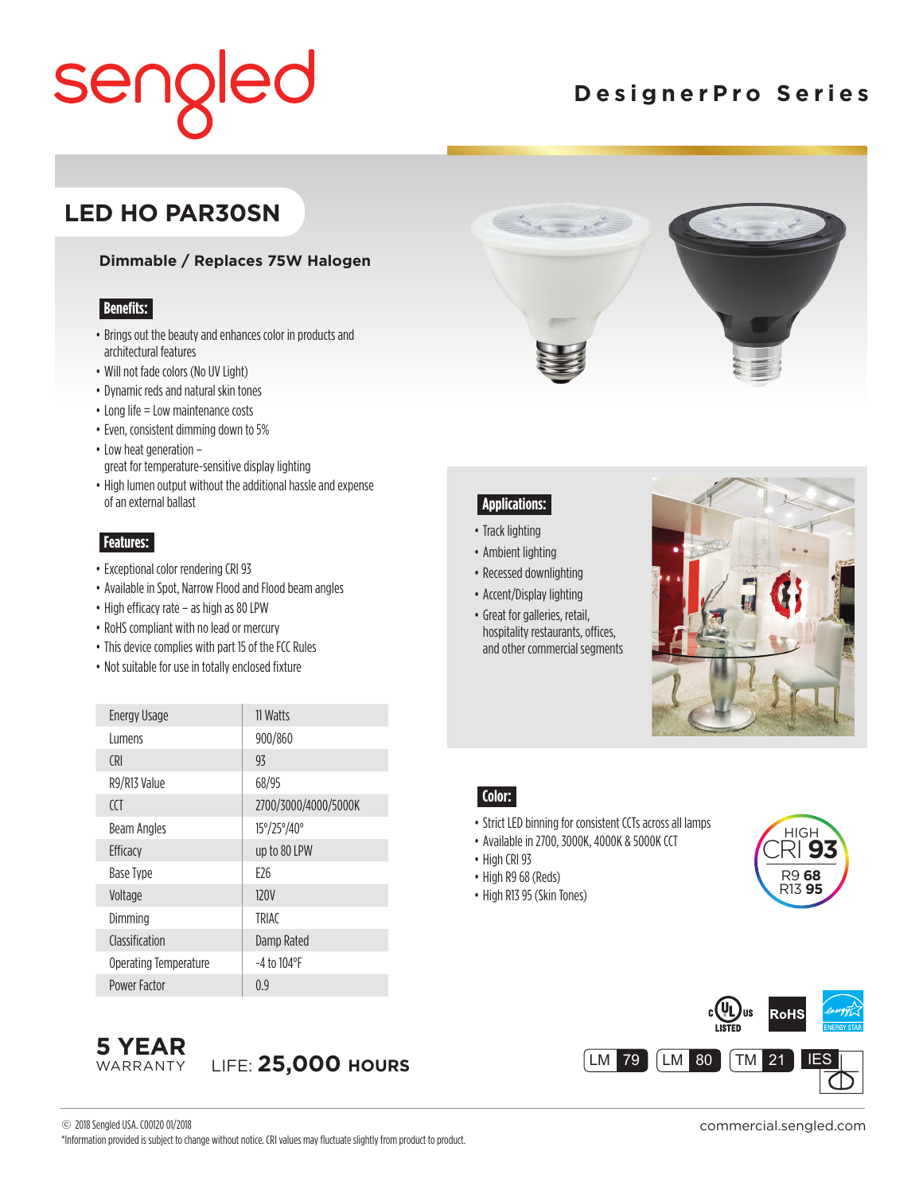# sengled

**DesignerPro Series**

## LED HO PAR30SN

**Dimmable / Replaces 75W Halogen**

### Benefits:

- Brings out the beauty and enhances color in products and architectural features
- Will not fade colors (No UV Light)
- Dynamic reds and natural skin tones
- Long life = Low maintenance costs
- Even, consistent dimming down to 5%
- Low heat generation – great for temperature-sensitive display lighting
- High lumen output without the additional hassle and expense of an external ballast

### Features:

- Exceptional color rendering CRI 93
- Available in Spot, Narrow Flood and Flood beam angles
- High efficacy rate – as high as 80 LPW
- RoHS compliant with no lead or mercury
- This device complies with part 15 of the FCC Rules
- Not suitable for use in totally enclosed fixture

| | |
|---|---|
| Energy Usage | 11 Watts |
| Lumens | 900/860 |
| CRI | 93 |
| R9/R13 Value | 68/95 |
| CCT | 2700/3000/4000/5000K |
| Beam Angles | 15°/25°/40° |
| Efficacy | up to 80 LPW |
| Base Type | E26 |
| Voltage | 120V |
| Dimming | TRIAC |
| Classification | Damp Rated |
| Operating Temperature | -4 to 104°F |
| Power Factor | 0.9 |

### Applications:

- Track lighting
- Ambient lighting
- Recessed downlighting
- Accent/Display lighting
- Great for galleries, retail, hospitality restaurants, offices, and other commercial segments

### Color:

- Strict LED binning for consistent CCTs across all lamps
- Available in 2700, 3000K, 4000K & 5000K CCT
- High CRI 93
- High R9 68 (Reds)
- High R13 95 (Skin Tones)

HIGH CRI **93**
R9 **68**
R13 **95**

cULus LISTED | RoHS | ENERGY STAR

LM 79 | LM 80 | TM 21 | IES

**5 YEAR** WARRANTY

LIFE: **25,000 HOURS**

© 2018 Sengled USA. C00120 01/2018

*Information provided is subject to change without notice. CRI values may fluctuate slightly from product to product.

commercial.sengled.com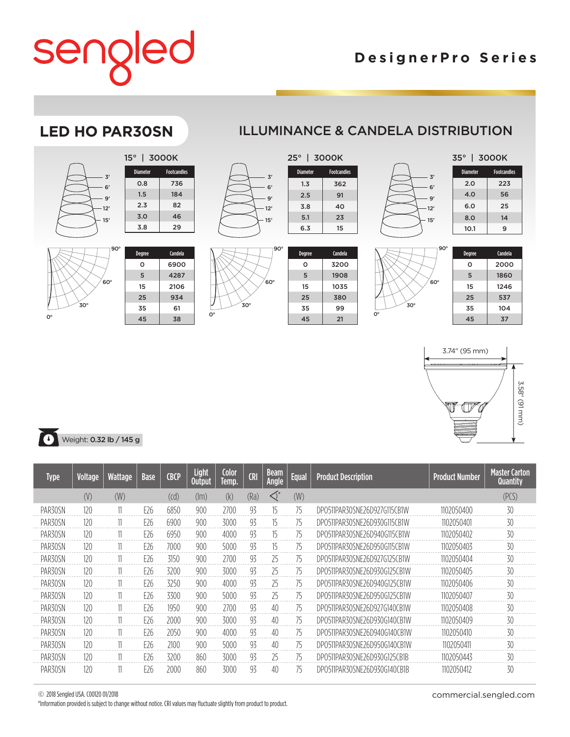# sengled

**DesignerPro Series**

## LED HO PAR30SN

## ILLUMINANCE & CANDELA DISTRIBUTION

### 15° | 3000K

3'
6'
9'
12'
15'

| Diameter | Footcandles |
|---|---|
| 0.8 | 736 |
| 1.5 | 184 |
| 2.3 | 82 |
| 3.0 | 46 |
| 3.8 | 29 |

90°
60°
30°
0°

| Degree | Candela |
|---|---|
| 0 | 6900 |
| 5 | 4287 |
| 15 | 2106 |
| 25 | 934 |
| 35 | 61 |
| 45 | 38 |

### 25° | 3000K

3'
6'
9'
12'
15'

| Diameter | Footcandles |
|---|---|
| 1.3 | 362 |
| 2.5 | 91 |
| 3.8 | 40 |
| 5.1 | 23 |
| 6.3 | 15 |

90°
60°
30°
0°

| Degree | Candela |
|---|---|
| 0 | 3200 |
| 5 | 1908 |
| 15 | 1035 |
| 25 | 380 |
| 35 | 99 |
| 45 | 21 |

### 35° | 3000K

3'
6'
9'
12'
15'

| Diameter | Footcandles |
|---|---|
| 2.0 | 223 |
| 4.0 | 56 |
| 6.0 | 25 |
| 8.0 | 14 |
| 10.1 | 9 |

90°
60°
30°
0°

| Degree | Candela |
|---|---|
| 0 | 2000 |
| 5 | 1860 |
| 15 | 1246 |
| 25 | 537 |
| 35 | 104 |
| 45 | 37 |

3.74" (95 mm)
3.58" (91 mm)

Weight: **0.32 lb / 145 g**

| Type | Voltage | Wattage | Base | CBCP | Light Output | Color Temp. | CRI | Beam Angle | Equal | Product Description | Product Number | Master Carton Quantity |
|---|---|---|---|---|---|---|---|---|---|---|---|---|
| | (V) | (W) | | (cd) | (lm) | (k) | (Ra) | | (W) | | | (PCS) |
| PAR30SN | 120 | 11 | E26 | 6850 | 900 | 2700 | 93 | 15 | 75 | DP0511PAR30SNE26D927G115CB1W | 1102050400 | 30 |
| PAR30SN | 120 | 11 | E26 | 6900 | 900 | 3000 | 93 | 15 | 75 | DP0511PAR30SNE26D930G115CB1W | 1102050401 | 30 |
| PAR30SN | 120 | 11 | E26 | 6950 | 900 | 4000 | 93 | 15 | 75 | DP0511PAR30SNE26D940G115CB1W | 1102050402 | 30 |
| PAR30SN | 120 | 11 | E26 | 7000 | 900 | 5000 | 93 | 15 | 75 | DP0511PAR30SNE26D950G115CB1W | 1102050403 | 30 |
| PAR30SN | 120 | 11 | E26 | 3150 | 900 | 2700 | 93 | 25 | 75 | DP0511PAR30SNE26D927G125CB1W | 1102050404 | 30 |
| PAR30SN | 120 | 11 | E26 | 3200 | 900 | 3000 | 93 | 25 | 75 | DP0511PAR30SNE26D930G125CB1W | 1102050405 | 30 |
| PAR30SN | 120 | 11 | E26 | 3250 | 900 | 4000 | 93 | 25 | 75 | DP0511PAR30SNE26D940G125CB1W | 1102050406 | 30 |
| PAR30SN | 120 | 11 | E26 | 3300 | 900 | 5000 | 93 | 25 | 75 | DP0511PAR30SNE26D950G125CB1W | 1102050407 | 30 |
| PAR30SN | 120 | 11 | E26 | 1950 | 900 | 2700 | 93 | 40 | 75 | DP0511PAR30SNE26D927G140CB1W | 1102050408 | 30 |
| PAR30SN | 120 | 11 | E26 | 2000 | 900 | 3000 | 93 | 40 | 75 | DP0511PAR30SNE26D930G140CB1W | 1102050409 | 30 |
| PAR30SN | 120 | 11 | E26 | 2050 | 900 | 4000 | 93 | 40 | 75 | DP0511PAR30SNE26D940G140CB1W | 1102050410 | 30 |
| PAR30SN | 120 | 11 | E26 | 2100 | 900 | 5000 | 93 | 40 | 75 | DP0511PAR30SNE26D950G140CB1W | 1102050411 | 30 |
| PAR30SN | 120 | 11 | E26 | 3200 | 860 | 3000 | 93 | 25 | 75 | DP0511PAR30SNE26D930G125CB1B | 1102050443 | 30 |
| PAR30SN | 120 | 11 | E26 | 2000 | 860 | 3000 | 93 | 40 | 75 | DP0511PAR30SNE26D930G140CB1B | 1102050412 | 30 |

© 2018 Sengled USA. C00120 01/2018

*Information provided is subject to change without notice. CRI values may fluctuate slightly from product to product.

commercial.sengled.com